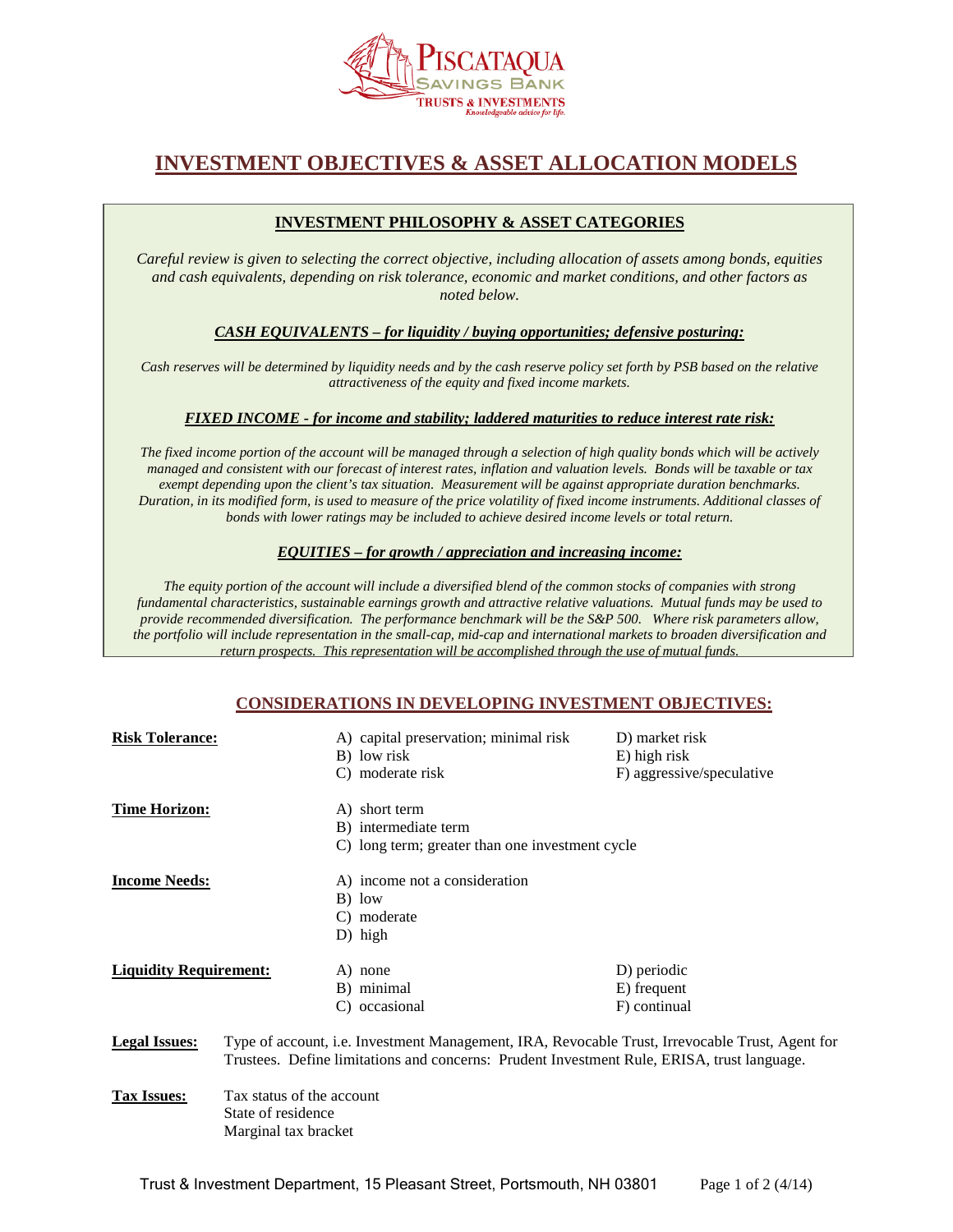Piscataqua Savings Bank
Trusts & Investments
*Knowledgeable advice for life.*

# INVESTMENT OBJECTIVES & ASSET ALLOCATION MODELS

## INVESTMENT PHILOSOPHY & ASSET CATEGORIES

*Careful review is given to selecting the correct objective, including allocation of assets among bonds, equities and cash equivalents, depending on risk tolerance, economic and market conditions, and other factors as noted below.*

### *CASH EQUIVALENTS – for liquidity / buying opportunities; defensive posturing:*

*Cash reserves will be determined by liquidity needs and by the cash reserve policy set forth by PSB based on the relative attractiveness of the equity and fixed income markets.*

### *FIXED INCOME - for income and stability; laddered maturities to reduce interest rate risk:*

*The fixed income portion of the account will be managed through a selection of high quality bonds which will be actively managed and consistent with our forecast of interest rates, inflation and valuation levels. Bonds will be taxable or tax exempt depending upon the client's tax situation. Measurement will be against appropriate duration benchmarks. Duration, in its modified form, is used to measure of the price volatility of fixed income instruments. Additional classes of bonds with lower ratings may be included to achieve desired income levels or total return.*

### *EQUITIES – for growth / appreciation and increasing income:*

*The equity portion of the account will include a diversified blend of the common stocks of companies with strong fundamental characteristics, sustainable earnings growth and attractive relative valuations. Mutual funds may be used to provide recommended diversification. The performance benchmark will be the S&P 500. Where risk parameters allow, the portfolio will include representation in the small-cap, mid-cap and international markets to broaden diversification and return prospects. This representation will be accomplished through the use of mutual funds.*

## CONSIDERATIONS IN DEVELOPING INVESTMENT OBJECTIVES:

**Risk Tolerance:**
- A) capital preservation; minimal risk
- B) low risk
- C) moderate risk
- D) market risk
- E) high risk
- F) aggressive/speculative

**Time Horizon:**
- A) short term
- B) intermediate term
- C) long term; greater than one investment cycle

**Income Needs:**
- A) income not a consideration
- B) low
- C) moderate
- D) high

**Liquidity Requirement:**
- A) none
- B) minimal
- C) occasional
- D) periodic
- E) frequent
- F) continual

**Legal Issues:** Type of account, i.e. Investment Management, IRA, Revocable Trust, Irrevocable Trust, Agent for Trustees. Define limitations and concerns: Prudent Investment Rule, ERISA, trust language.

**Tax Issues:** Tax status of the account
State of residence
Marginal tax bracket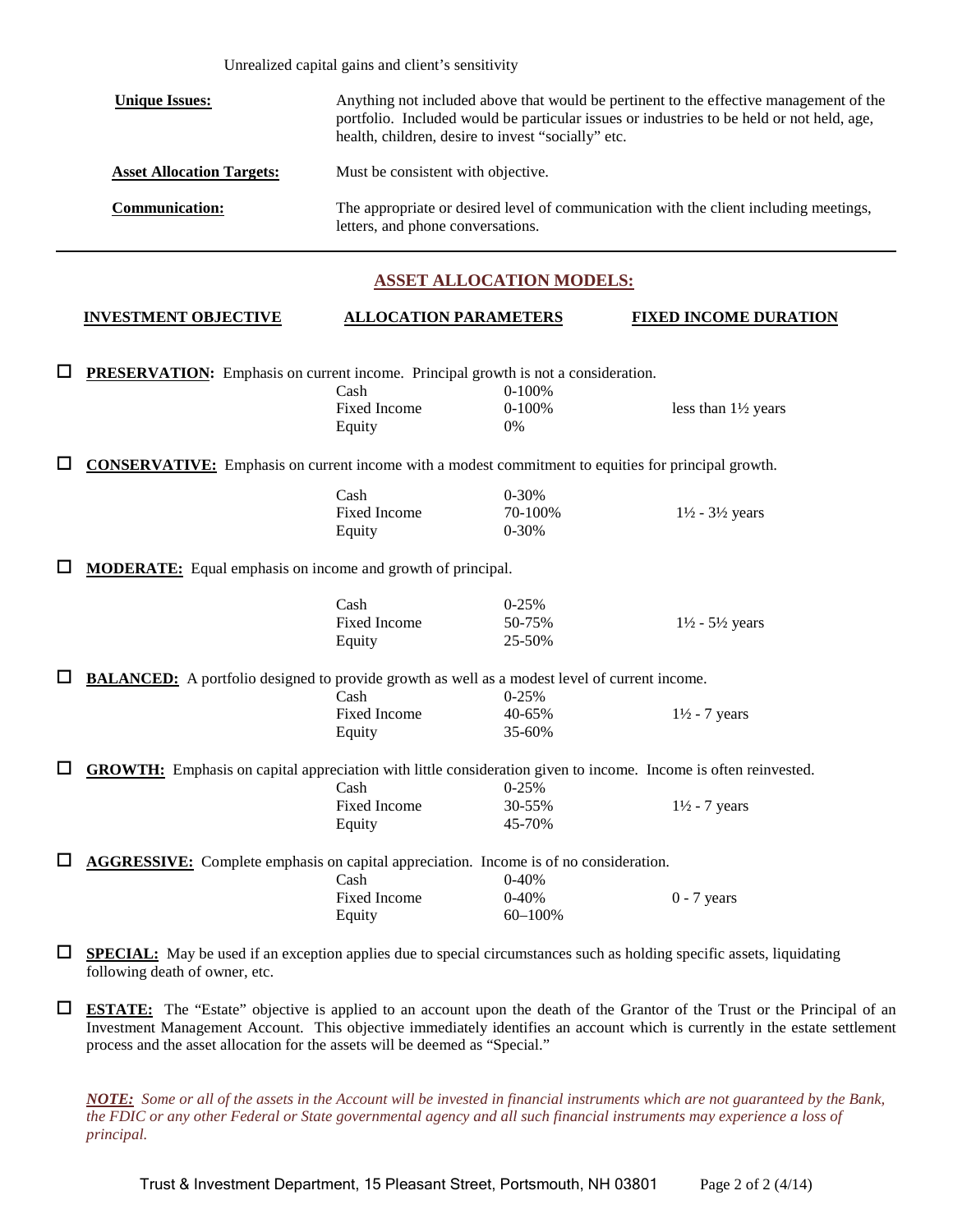Unrealized capital gains and client's sensitivity

| | |
|---|---|
| **Unique Issues:** | Anything not included above that would be pertinent to the effective management of the portfolio. Included would be particular issues or industries to be held or not held, age, health, children, desire to invest "socially" etc. |
| **Asset Allocation Targets:** | Must be consistent with objective. |
| **Communication:** | The appropriate or desired level of communication with the client including meetings, letters, and phone conversations. |

---

## ASSET ALLOCATION MODELS:

**INVESTMENT OBJECTIVE** | **ALLOCATION PARAMETERS** | **FIXED INCOME DURATION**

☐ **PRESERVATION:** Emphasis on current income. Principal growth is not a consideration.

| | | |
|---|---|---|
| Cash | 0-100% | |
| Fixed Income | 0-100% | less than 1½ years |
| Equity | 0% | |

☐ **CONSERVATIVE:** Emphasis on current income with a modest commitment to equities for principal growth.

| | | |
|---|---|---|
| Cash | 0-30% | |
| Fixed Income | 70-100% | 1½ - 3½ years |
| Equity | 0-30% | |

☐ **MODERATE:** Equal emphasis on income and growth of principal.

| | | |
|---|---|---|
| Cash | 0-25% | |
| Fixed Income | 50-75% | 1½ - 5½ years |
| Equity | 25-50% | |

☐ **BALANCED:** A portfolio designed to provide growth as well as a modest level of current income.

| | | |
|---|---|---|
| Cash | 0-25% | |
| Fixed Income | 40-65% | 1½ - 7 years |
| Equity | 35-60% | |

☐ **GROWTH:** Emphasis on capital appreciation with little consideration given to income. Income is often reinvested.

| | | |
|---|---|---|
| Cash | 0-25% | |
| Fixed Income | 30-55% | 1½ - 7 years |
| Equity | 45-70% | |

☐ **AGGRESSIVE:** Complete emphasis on capital appreciation. Income is of no consideration.

| | | |
|---|---|---|
| Cash | 0-40% | |
| Fixed Income | 0-40% | 0 - 7 years |
| Equity | 60–100% | |

☐ **SPECIAL:** May be used if an exception applies due to special circumstances such as holding specific assets, liquidating following death of owner, etc.

☐ **ESTATE:** The "Estate" objective is applied to an account upon the death of the Grantor of the Trust or the Principal of an Investment Management Account. This objective immediately identifies an account which is currently in the estate settlement process and the asset allocation for the assets will be deemed as "Special."

***NOTE:*** *Some or all of the assets in the Account will be invested in financial instruments which are not guaranteed by the Bank, the FDIC or any other Federal or State governmental agency and all such financial instruments may experience a loss of principal.*

Trust & Investment Department, 15 Pleasant Street, Portsmouth, NH 03801